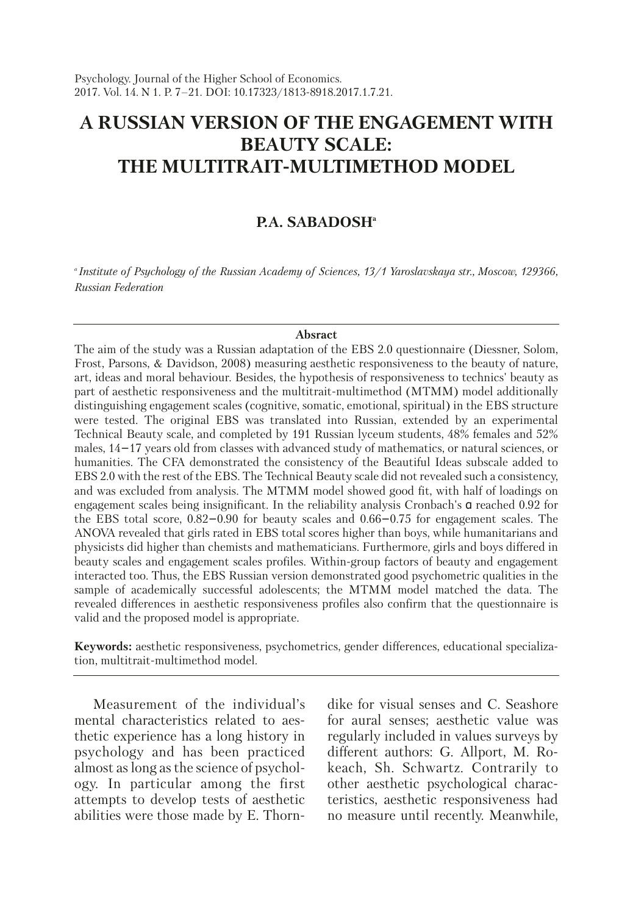Psychology. Journal of the Higher School of Economics.
2017. Vol. 14. N 1. P. 7–21. DOI: 10.17323/1813-8918.2017.1.7.21.

# A RUSSIAN VERSION OF THE ENGAGEMENT WITH BEAUTY SCALE: THE MULTITRAIT-MULTIMETHOD MODEL

**P.A. SABADOSH**[a]

[a] *Institute of Psychology of the Russian Academy of Sciences, 13/1 Yaroslavskaya str., Moscow, 129366, Russian Federation*

---

**Absract**

The aim of the study was a Russian adaptation of the EBS 2.0 questionnaire (Diessner, Solom, Frost, Parsons, & Davidson, 2008) measuring aesthetic responsiveness to the beauty of nature, art, ideas and moral behaviour. Besides, the hypothesis of responsiveness to technics' beauty as part of aesthetic responsiveness and the multitrait-multimethod (MTMM) model additionally distinguishing engagement scales (cognitive, somatic, emotional, spiritual) in the EBS structure were tested. The original EBS was translated into Russian, extended by an experimental Technical Beauty scale, and completed by 191 Russian lyceum students, 48% females and 52% males, 14–17 years old from classes with advanced study of mathematics, or natural sciences, or humanities. The CFA demonstrated the consistency of the Beautiful Ideas subscale added to EBS 2.0 with the rest of the EBS. The Technical Beauty scale did not revealed such a consistency, and was excluded from analysis. The MTMM model showed good fit, with half of loadings on engagement scales being insignificant. In the reliability analysis Cronbach's α reached 0.92 for the EBS total score, 0.82–0.90 for beauty scales and 0.66–0.75 for engagement scales. The ANOVA revealed that girls rated in EBS total scores higher than boys, while humanitarians and physicists did higher than chemists and mathematicians. Furthermore, girls and boys differed in beauty scales and engagement scales profiles. Within-group factors of beauty and engagement interacted too. Thus, the EBS Russian version demonstrated good psychometric qualities in the sample of academically successful adolescents; the MTMM model matched the data. The revealed differences in aesthetic responsiveness profiles also confirm that the questionnaire is valid and the proposed model is appropriate.

**Keywords:** aesthetic responsiveness, psychometrics, gender differences, educational specialization, multitrait-multimethod model.

---

Measurement of the individual's mental characteristics related to aesthetic experience has a long history in psychology and has been practiced almost as long as the science of psychology. In particular among the first attempts to develop tests of aesthetic abilities were those made by E. Thorndike for visual senses and C. Seashore for aural senses; aesthetic value was regularly included in values surveys by different authors: G. Allport, M. Rokeach, Sh. Schwartz. Contrarily to other aesthetic psychological characteristics, aesthetic responsiveness had no measure until recently. Meanwhile,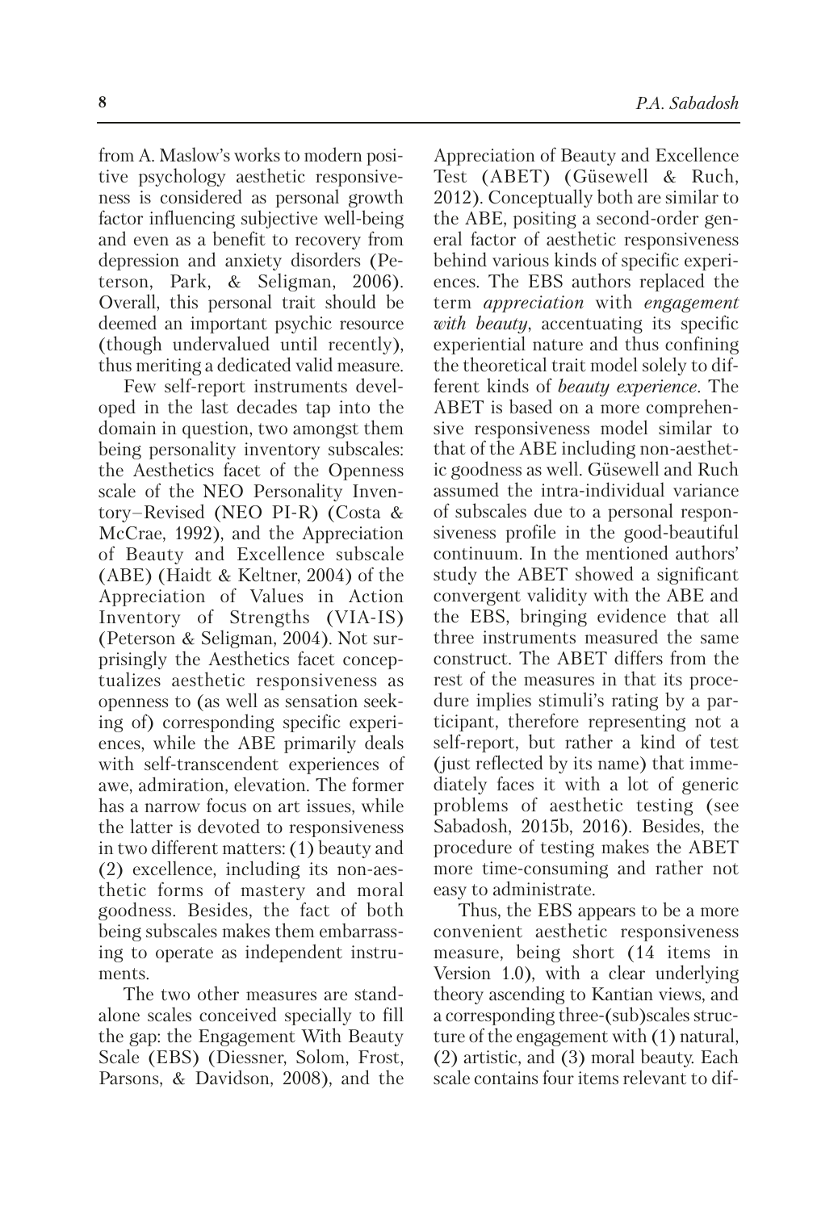from A. Maslow's works to modern positive psychology aesthetic responsiveness is considered as personal growth factor influencing subjective well-being and even as a benefit to recovery from depression and anxiety disorders (Peterson, Park, & Seligman, 2006). Overall, this personal trait should be deemed an important psychic resource (though undervalued until recently), thus meriting a dedicated valid measure.

Few self-report instruments developed in the last decades tap into the domain in question, two amongst them being personality inventory subscales: the Aesthetics facet of the Openness scale of the NEO Personality Inventory–Revised (NEO PI-R) (Costa & McCrae, 1992), and the Appreciation of Beauty and Excellence subscale (ABE) (Haidt & Keltner, 2004) of the Appreciation of Values in Action Inventory of Strengths (VIA-IS) (Peterson & Seligman, 2004). Not surprisingly the Aesthetics facet conceptualizes aesthetic responsiveness as openness to (as well as sensation seeking of) corresponding specific experiences, while the ABE primarily deals with self-transcendent experiences of awe, admiration, elevation. The former has a narrow focus on art issues, while the latter is devoted to responsiveness in two different matters: (1) beauty and (2) excellence, including its non-aesthetic forms of mastery and moral goodness. Besides, the fact of both being subscales makes them embarrassing to operate as independent instruments.

The two other measures are standalone scales conceived specially to fill the gap: the Engagement With Beauty Scale (EBS) (Diessner, Solom, Frost, Parsons, & Davidson, 2008), and the Appreciation of Beauty and Excellence Test (ABET) (Güsewell & Ruch, 2012). Conceptually both are similar to the ABE, positing a second-order general factor of aesthetic responsiveness behind various kinds of specific experiences. The EBS authors replaced the term *appreciation* with *engagement with beauty*, accentuating its specific experiential nature and thus confining the theoretical trait model solely to different kinds of *beauty experience*. The ABET is based on a more comprehensive responsiveness model similar to that of the ABE including non-aesthetic goodness as well. Güsewell and Ruch assumed the intra-individual variance of subscales due to a personal responsiveness profile in the good-beautiful continuum. In the mentioned authors' study the ABET showed a significant convergent validity with the ABE and the EBS, bringing evidence that all three instruments measured the same construct. The ABET differs from the rest of the measures in that its procedure implies stimuli's rating by a participant, therefore representing not a self-report, but rather a kind of test (just reflected by its name) that immediately faces it with a lot of generic problems of aesthetic testing (see Sabadosh, 2015b, 2016). Besides, the procedure of testing makes the ABET more time-consuming and rather not easy to administrate.

Thus, the EBS appears to be a more convenient aesthetic responsiveness measure, being short (14 items in Version 1.0), with a clear underlying theory ascending to Kantian views, and a corresponding three-(sub)scales structure of the engagement with (1) natural, (2) artistic, and (3) moral beauty. Each scale contains four items relevant to dif-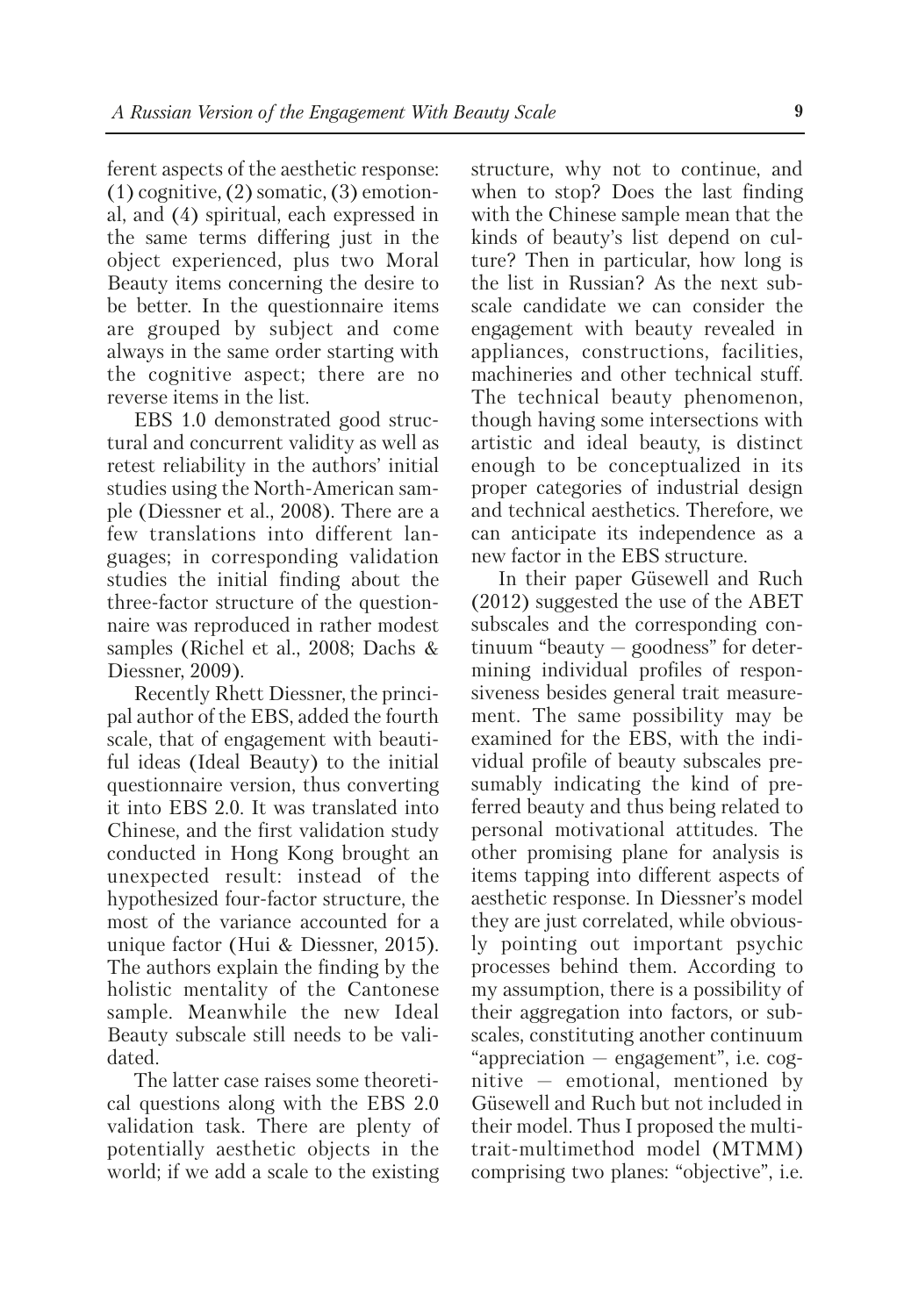ferent aspects of the aesthetic response: (1) cognitive, (2) somatic, (3) emotional, and (4) spiritual, each expressed in the same terms differing just in the object experienced, plus two Moral Beauty items concerning the desire to be better. In the questionnaire items are grouped by subject and come always in the same order starting with the cognitive aspect; there are no reverse items in the list.

EBS 1.0 demonstrated good structural and concurrent validity as well as retest reliability in the authors' initial studies using the North-American sample (Diessner et al., 2008). There are a few translations into different languages; in corresponding validation studies the initial finding about the three-factor structure of the questionnaire was reproduced in rather modest samples (Richel et al., 2008; Dachs & Diessner, 2009).

Recently Rhett Diessner, the principal author of the EBS, added the fourth scale, that of engagement with beautiful ideas (Ideal Beauty) to the initial questionnaire version, thus converting it into EBS 2.0. It was translated into Chinese, and the first validation study conducted in Hong Kong brought an unexpected result: instead of the hypothesized four-factor structure, the most of the variance accounted for a unique factor (Hui & Diessner, 2015). The authors explain the finding by the holistic mentality of the Cantonese sample. Meanwhile the new Ideal Beauty subscale still needs to be validated.

The latter case raises some theoretical questions along with the EBS 2.0 validation task. There are plenty of potentially aesthetic objects in the world; if we add a scale to the existing structure, why not to continue, and when to stop? Does the last finding with the Chinese sample mean that the kinds of beauty's list depend on culture? Then in particular, how long is the list in Russian? As the next subscale candidate we can consider the engagement with beauty revealed in appliances, constructions, facilities, machineries and other technical stuff. The technical beauty phenomenon, though having some intersections with artistic and ideal beauty, is distinct enough to be conceptualized in its proper categories of industrial design and technical aesthetics. Therefore, we can anticipate its independence as a new factor in the EBS structure.

In their paper Güsewell and Ruch (2012) suggested the use of the ABET subscales and the corresponding continuum "beauty — goodness" for determining individual profiles of responsiveness besides general trait measurement. The same possibility may be examined for the EBS, with the individual profile of beauty subscales presumably indicating the kind of preferred beauty and thus being related to personal motivational attitudes. The other promising plane for analysis is items tapping into different aspects of aesthetic response. In Diessner's model they are just correlated, while obviously pointing out important psychic processes behind them. According to my assumption, there is a possibility of their aggregation into factors, or subscales, constituting another continuum "appreciation — engagement", i.e. cognitive — emotional, mentioned by Güsewell and Ruch but not included in their model. Thus I proposed the multitrait-multimethod model (MTMM) comprising two planes: "objective", i.e.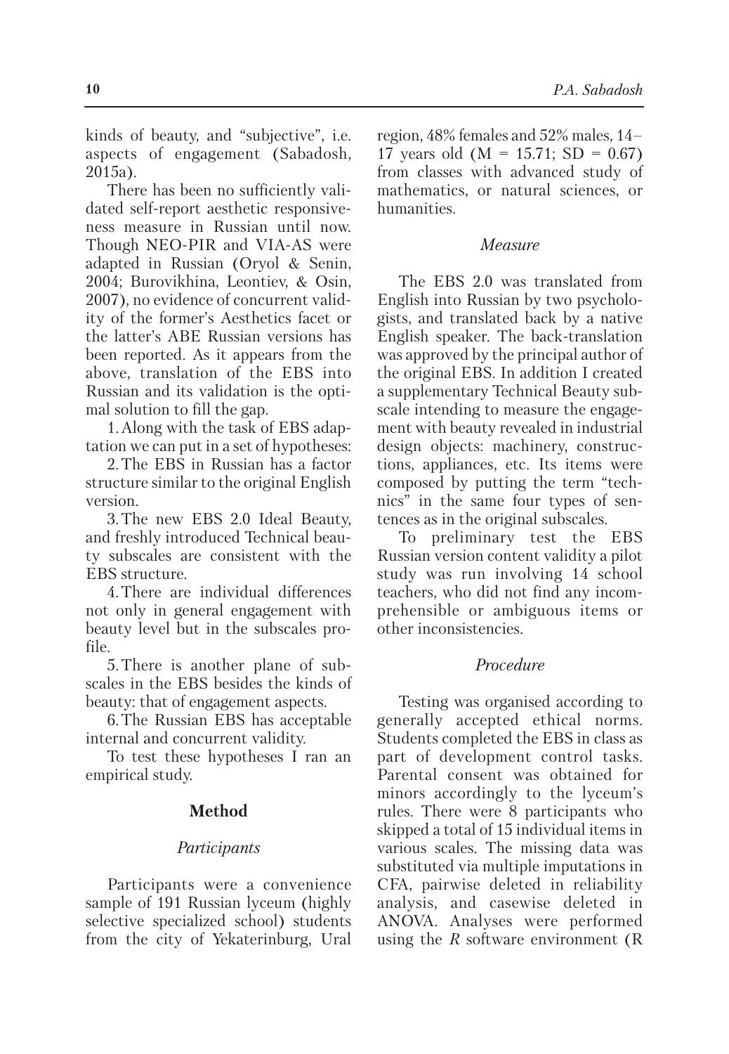kinds of beauty, and "subjective", i.e. aspects of engagement (Sabadosh, 2015a).

There has been no sufficiently validated self-report aesthetic responsiveness measure in Russian until now. Though NEO-PIR and VIA-AS were adapted in Russian (Oryol & Senin, 2004; Burovikhina, Leontiev, & Osin, 2007), no evidence of concurrent validity of the former's Aesthetics facet or the latter's ABE Russian versions has been reported. As it appears from the above, translation of the EBS into Russian and its validation is the optimal solution to fill the gap.

1. Along with the task of EBS adaptation we can put in a set of hypotheses:

2. The EBS in Russian has a factor structure similar to the original English version.

3. The new EBS 2.0 Ideal Beauty, and freshly introduced Technical beauty subscales are consistent with the EBS structure.

4. There are individual differences not only in general engagement with beauty level but in the subscales profile.

5. There is another plane of subscales in the EBS besides the kinds of beauty: that of engagement aspects.

6. The Russian EBS has acceptable internal and concurrent validity.

To test these hypotheses I ran an empirical study.

## Method

### *Participants*

Participants were a convenience sample of 191 Russian lyceum (highly selective specialized school) students from the city of Yekaterinburg, Ural region, 48% females and 52% males, 14–17 years old ($M = 15.71$; $SD = 0.67$) from classes with advanced study of mathematics, or natural sciences, or humanities.

### *Measure*

The EBS 2.0 was translated from English into Russian by two psychologists, and translated back by a native English speaker. The back-translation was approved by the principal author of the original EBS. In addition I created a supplementary Technical Beauty subscale intending to measure the engagement with beauty revealed in industrial design objects: machinery, constructions, appliances, etc. Its items were composed by putting the term "technics" in the same four types of sentences as in the original subscales.

To preliminary test the EBS Russian version content validity a pilot study was run involving 14 school teachers, who did not find any incomprehensible or ambiguous items or other inconsistencies.

### *Procedure*

Testing was organised according to generally accepted ethical norms. Students completed the EBS in class as part of development control tasks. Parental consent was obtained for minors accordingly to the lyceum's rules. There were 8 participants who skipped a total of 15 individual items in various scales. The missing data was substituted via multiple imputations in CFA, pairwise deleted in reliability analysis, and casewise deleted in ANOVA. Analyses were performed using the *R* software environment (R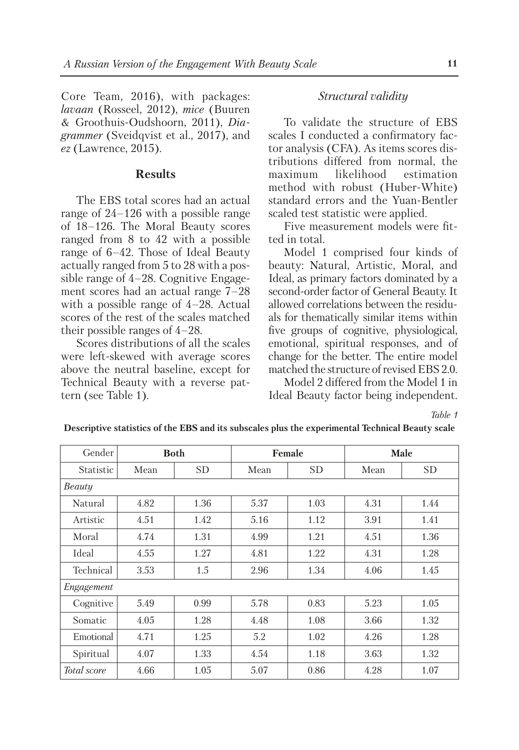Core Team, 2016), with packages: *lavaan* (Rosseel, 2012), *mice* (Buuren & Groothuis-Oudshoorn, 2011), *Diagrammer* (Sveidqvist et al., 2017), and *ez* (Lawrence, 2015).

## Results

The EBS total scores had an actual range of 24–126 with a possible range of 18–126. The Moral Beauty scores ranged from 8 to 42 with a possible range of 6–42. Those of Ideal Beauty actually ranged from 5 to 28 with a possible range of 4–28. Cognitive Engagement scores had an actual range 7–28 with a possible range of 4–28. Actual scores of the rest of the scales matched their possible ranges of 4–28.

Scores distributions of all the scales were left-skewed with average scores above the neutral baseline, except for Technical Beauty with a reverse pattern (see Table 1).

### *Structural validity*

To validate the structure of EBS scales I conducted a confirmatory factor analysis (CFA). As items scores distributions differed from normal, the maximum likelihood estimation method with robust (Huber-White) standard errors and the Yuan-Bentler scaled test statistic were applied.

Five measurement models were fitted in total.

Model 1 comprised four kinds of beauty: Natural, Artistic, Moral, and Ideal, as primary factors dominated by a second-order factor of General Beauty. It allowed correlations between the residuals for thematically similar items within five groups of cognitive, physiological, emotional, spiritual responses, and of change for the better. The entire model matched the structure of revised EBS 2.0.

Model 2 differed from the Model 1 in Ideal Beauty factor being independent.

*Table 1*

**Descriptive statistics of the EBS and its subscales plus the experimental Technical Beauty scale**

| Gender | **Both** | | **Female** | | **Male** | |
|---|---|---|---|---|---|---|
| Statistic | Mean | SD | Mean | SD | Mean | SD |
| *Beauty* | | | | | | |
| Natural | 4.82 | 1.36 | 5.37 | 1.03 | 4.31 | 1.44 |
| Artistic | 4.51 | 1.42 | 5.16 | 1.12 | 3.91 | 1.41 |
| Moral | 4.74 | 1.31 | 4.99 | 1.21 | 4.51 | 1.36 |
| Ideal | 4.55 | 1.27 | 4.81 | 1.22 | 4.31 | 1.28 |
| Technical | 3.53 | 1.5 | 2.96 | 1.34 | 4.06 | 1.45 |
| *Engagement* | | | | | | |
| Cognitive | 5.49 | 0.99 | 5.78 | 0.83 | 5.23 | 1.05 |
| Somatic | 4.05 | 1.28 | 4.48 | 1.08 | 3.66 | 1.32 |
| Emotional | 4.71 | 1.25 | 5.2 | 1.02 | 4.26 | 1.28 |
| Spiritual | 4.07 | 1.33 | 4.54 | 1.18 | 3.63 | 1.32 |
| *Total score* | 4.66 | 1.05 | 5.07 | 0.86 | 4.28 | 1.07 |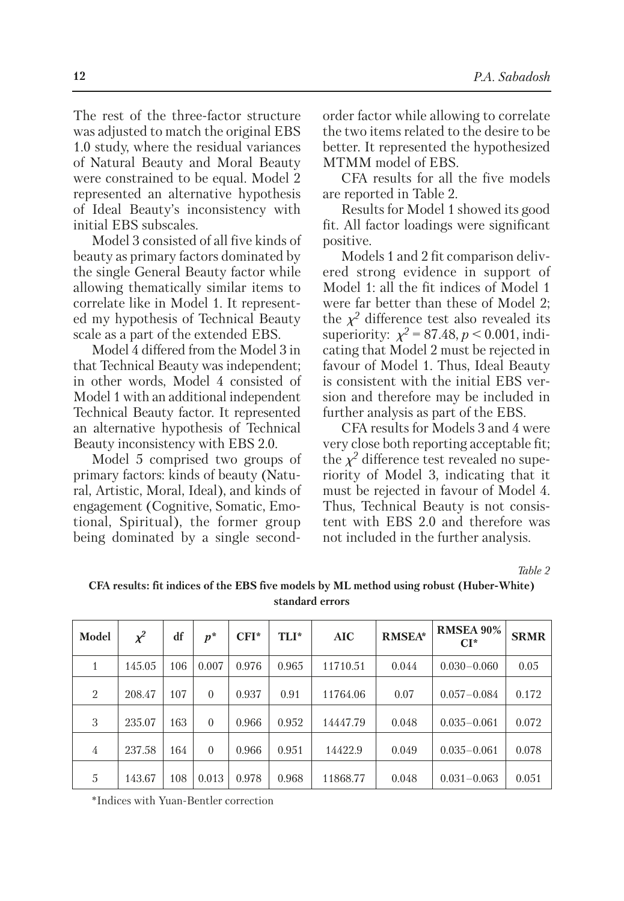The rest of the three-factor structure was adjusted to match the original EBS 1.0 study, where the residual variances of Natural Beauty and Moral Beauty were constrained to be equal. Model 2 represented an alternative hypothesis of Ideal Beauty's inconsistency with initial EBS subscales.

Model 3 consisted of all five kinds of beauty as primary factors dominated by the single General Beauty factor while allowing thematically similar items to correlate like in Model 1. It represented my hypothesis of Technical Beauty scale as a part of the extended EBS.

Model 4 differed from the Model 3 in that Technical Beauty was independent; in other words, Model 4 consisted of Model 1 with an additional independent Technical Beauty factor. It represented an alternative hypothesis of Technical Beauty inconsistency with EBS 2.0.

Model 5 comprised two groups of primary factors: kinds of beauty (Natural, Artistic, Moral, Ideal), and kinds of engagement (Cognitive, Somatic, Emotional, Spiritual), the former group being dominated by a single second-order factor while allowing to correlate the two items related to the desire to be better. It represented the hypothesized MTMM model of EBS.

CFA results for all the five models are reported in Table 2.

Results for Model 1 showed its good fit. All factor loadings were significant positive.

Models 1 and 2 fit comparison delivered strong evidence in support of Model 1: all the fit indices of Model 1 were far better than these of Model 2; the $\chi^2$ difference test also revealed its superiority: $\chi^2 = 87.48$, $p < 0.001$, indicating that Model 2 must be rejected in favour of Model 1. Thus, Ideal Beauty is consistent with the initial EBS version and therefore may be included in further analysis as part of the EBS.

CFA results for Models 3 and 4 were very close both reporting acceptable fit; the $\chi^2$ difference test revealed no superiority of Model 3, indicating that it must be rejected in favour of Model 4. Thus, Technical Beauty is not consistent with EBS 2.0 and therefore was not included in the further analysis.

*Table 2*

**CFA results: fit indices of the EBS five models by ML method using robust (Huber-White) standard errors**

| Model | $\chi^2$ | df | $p$* | CFI* | TLI* | AIC | RMSEA* | RMSEA 90% CI* | SRMR |
|---|---|---|---|---|---|---|---|---|---|
| 1 | 145.05 | 106 | 0.007 | 0.976 | 0.965 | 11710.51 | 0.044 | 0.030–0.060 | 0.05 |
| 2 | 208.47 | 107 | 0 | 0.937 | 0.91 | 11764.06 | 0.07 | 0.057–0.084 | 0.172 |
| 3 | 235.07 | 163 | 0 | 0.966 | 0.952 | 14447.79 | 0.048 | 0.035–0.061 | 0.072 |
| 4 | 237.58 | 164 | 0 | 0.966 | 0.951 | 14422.9 | 0.049 | 0.035–0.061 | 0.078 |
| 5 | 143.67 | 108 | 0.013 | 0.978 | 0.968 | 11868.77 | 0.048 | 0.031–0.063 | 0.051 |

*Indices with Yuan-Bentler correction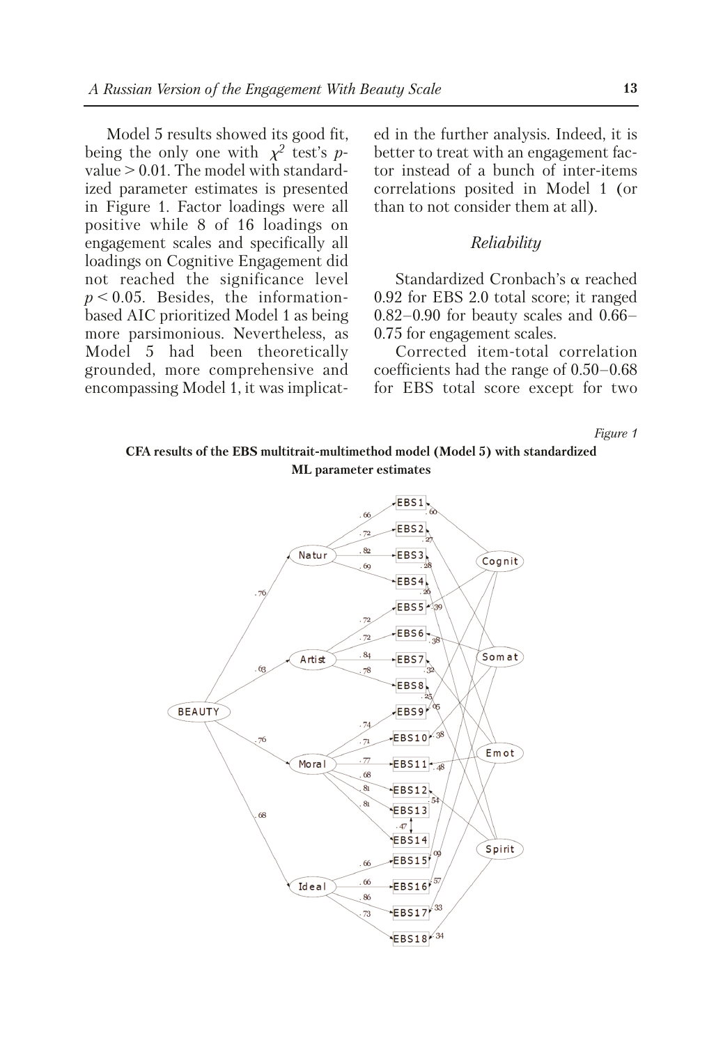Model 5 results showed its good fit, being the only one with $\chi^2$ test's $p$-value > 0.01. The model with standardized parameter estimates is presented in Figure 1. Factor loadings were all positive while 8 of 16 loadings on engagement scales and specifically all loadings on Cognitive Engagement did not reached the significance level $p < 0.05$. Besides, the information-based AIC prioritized Model 1 as being more parsimonious. Nevertheless, as Model 5 had been theoretically grounded, more comprehensive and encompassing Model 1, it was implicated in the further analysis. Indeed, it is better to treat with an engagement factor instead of a bunch of inter-items correlations posited in Model 1 (or than to not consider them at all).

### *Reliability*

Standardized Cronbach's α reached 0.92 for EBS 2.0 total score; it ranged 0.82–0.90 for beauty scales and 0.66–0.75 for engagement scales.

Corrected item-total correlation coefficients had the range of 0.50–0.68 for EBS total score except for two

*Figure 1*

**CFA results of the EBS multitrait-multimethod model (Model 5) with standardized ML parameter estimates**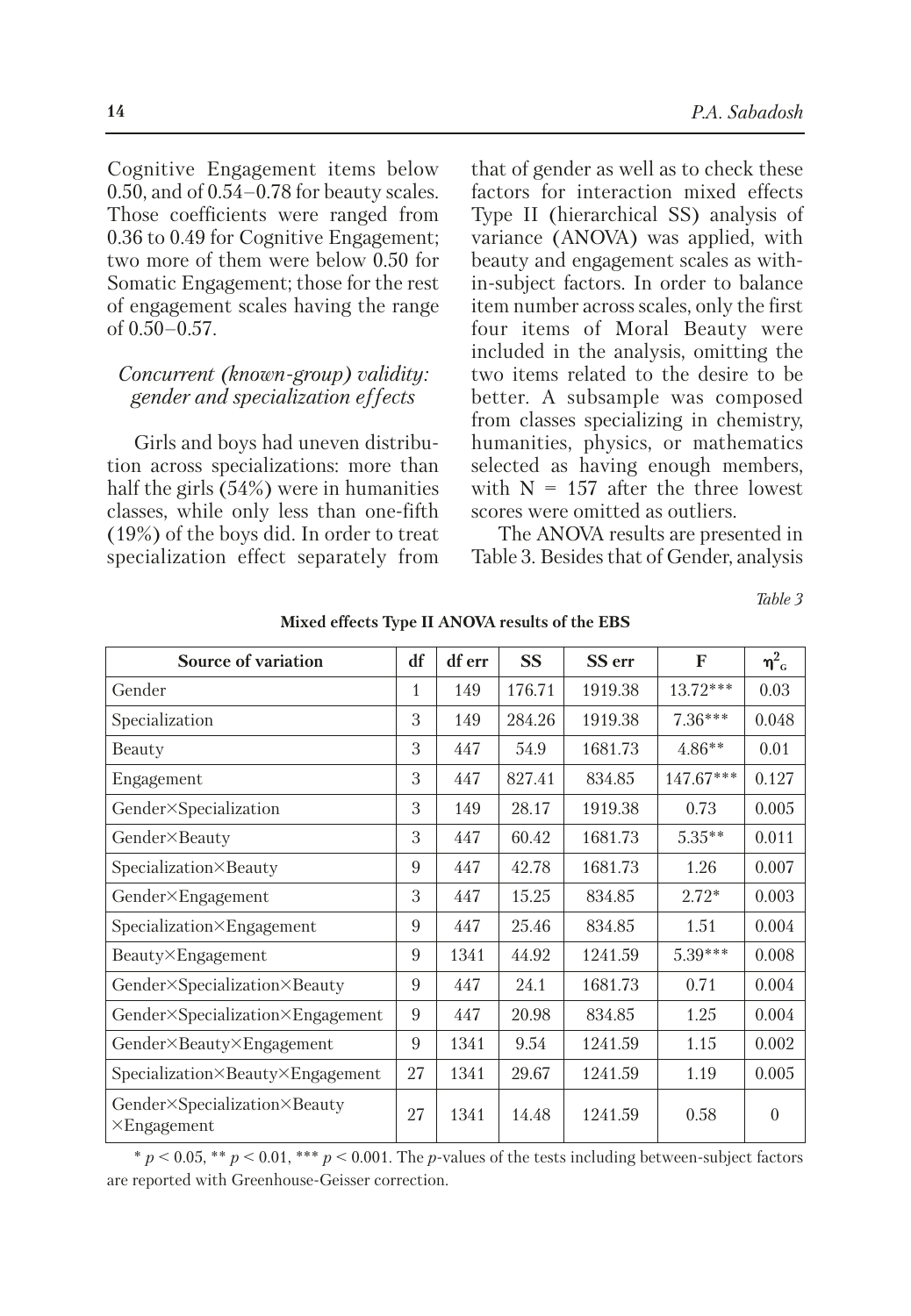Cognitive Engagement items below 0.50, and of 0.54–0.78 for beauty scales. Those coefficients were ranged from 0.36 to 0.49 for Cognitive Engagement; two more of them were below 0.50 for Somatic Engagement; those for the rest of engagement scales having the range of 0.50–0.57.

### *Concurrent (known-group) validity: gender and specialization effects*

Girls and boys had uneven distribution across specializations: more than half the girls (54%) were in humanities classes, while only less than one-fifth (19%) of the boys did. In order to treat specialization effect separately from that of gender as well as to check these factors for interaction mixed effects Type II (hierarchical SS) analysis of variance (ANOVA) was applied, with beauty and engagement scales as within-subject factors. In order to balance item number across scales, only the first four items of Moral Beauty were included in the analysis, omitting the two items related to the desire to be better. A subsample was composed from classes specializing in chemistry, humanities, physics, or mathematics selected as having enough members, with N = 157 after the three lowest scores were omitted as outliers.

The ANOVA results are presented in Table 3. Besides that of Gender, analysis

*Table 3*

**Mixed effects Type II ANOVA results of the EBS**

| Source of variation | df | df err | SS | SS err | F | $\eta^2_G$ |
|---|---|---|---|---|---|---|
| Gender | 1 | 149 | 176.71 | 1919.38 | 13.72*** | 0.03 |
| Specialization | 3 | 149 | 284.26 | 1919.38 | 7.36*** | 0.048 |
| Beauty | 3 | 447 | 54.9 | 1681.73 | 4.86** | 0.01 |
| Engagement | 3 | 447 | 827.41 | 834.85 | 147.67*** | 0.127 |
| Gender×Specialization | 3 | 149 | 28.17 | 1919.38 | 0.73 | 0.005 |
| Gender×Beauty | 3 | 447 | 60.42 | 1681.73 | 5.35** | 0.011 |
| Specialization×Beauty | 9 | 447 | 42.78 | 1681.73 | 1.26 | 0.007 |
| Gender×Engagement | 3 | 447 | 15.25 | 834.85 | 2.72* | 0.003 |
| Specialization×Engagement | 9 | 447 | 25.46 | 834.85 | 1.51 | 0.004 |
| Beauty×Engagement | 9 | 1341 | 44.92 | 1241.59 | 5.39*** | 0.008 |
| Gender×Specialization×Beauty | 9 | 447 | 24.1 | 1681.73 | 0.71 | 0.004 |
| Gender×Specialization×Engagement | 9 | 447 | 20.98 | 834.85 | 1.25 | 0.004 |
| Gender×Beauty×Engagement | 9 | 1341 | 9.54 | 1241.59 | 1.15 | 0.002 |
| Specialization×Beauty×Engagement | 27 | 1341 | 29.67 | 1241.59 | 1.19 | 0.005 |
| Gender×Specialization×Beauty ×Engagement | 27 | 1341 | 14.48 | 1241.59 | 0.58 | 0 |

* $p < 0.05$, ** $p < 0.01$, *** $p < 0.001$. The $p$-values of the tests including between-subject factors are reported with Greenhouse-Geisser correction.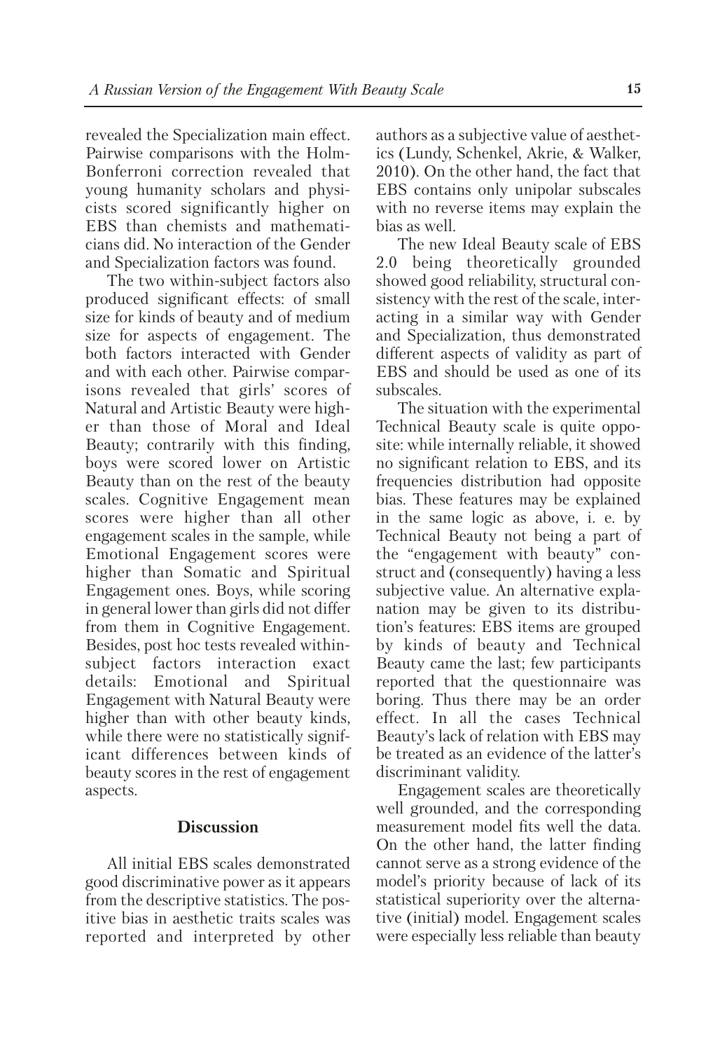revealed the Specialization main effect. Pairwise comparisons with the Holm-Bonferroni correction revealed that young humanity scholars and physicists scored significantly higher on EBS than chemists and mathematicians did. No interaction of the Gender and Specialization factors was found.

The two within-subject factors also produced significant effects: of small size for kinds of beauty and of medium size for aspects of engagement. The both factors interacted with Gender and with each other. Pairwise comparisons revealed that girls' scores of Natural and Artistic Beauty were higher than those of Moral and Ideal Beauty; contrarily with this finding, boys were scored lower on Artistic Beauty than on the rest of the beauty scales. Cognitive Engagement mean scores were higher than all other engagement scales in the sample, while Emotional Engagement scores were higher than Somatic and Spiritual Engagement ones. Boys, while scoring in general lower than girls did not differ from them in Cognitive Engagement. Besides, post hoc tests revealed within-subject factors interaction exact details: Emotional and Spiritual Engagement with Natural Beauty were higher than with other beauty kinds, while there were no statistically significant differences between kinds of beauty scores in the rest of engagement aspects.

## Discussion

All initial EBS scales demonstrated good discriminative power as it appears from the descriptive statistics. The positive bias in aesthetic traits scales was reported and interpreted by other authors as a subjective value of aesthetics (Lundy, Schenkel, Akrie, & Walker, 2010). On the other hand, the fact that EBS contains only unipolar subscales with no reverse items may explain the bias as well.

The new Ideal Beauty scale of EBS 2.0 being theoretically grounded showed good reliability, structural consistency with the rest of the scale, interacting in a similar way with Gender and Specialization, thus demonstrated different aspects of validity as part of EBS and should be used as one of its subscales.

The situation with the experimental Technical Beauty scale is quite opposite: while internally reliable, it showed no significant relation to EBS, and its frequencies distribution had opposite bias. These features may be explained in the same logic as above, i. e. by Technical Beauty not being a part of the "engagement with beauty" construct and (consequently) having a less subjective value. An alternative explanation may be given to its distribution's features: EBS items are grouped by kinds of beauty and Technical Beauty came the last; few participants reported that the questionnaire was boring. Thus there may be an order effect. In all the cases Technical Beauty's lack of relation with EBS may be treated as an evidence of the latter's discriminant validity.

Engagement scales are theoretically well grounded, and the corresponding measurement model fits well the data. On the other hand, the latter finding cannot serve as a strong evidence of the model's priority because of lack of its statistical superiority over the alternative (initial) model. Engagement scales were especially less reliable than beauty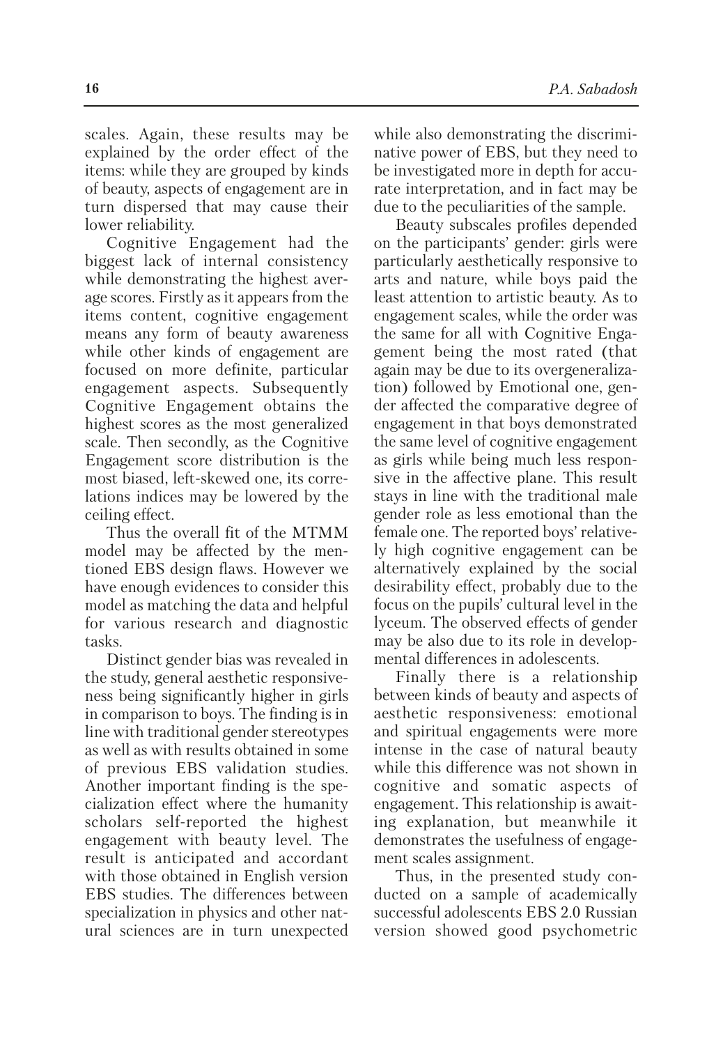scales. Again, these results may be explained by the order effect of the items: while they are grouped by kinds of beauty, aspects of engagement are in turn dispersed that may cause their lower reliability.

Cognitive Engagement had the biggest lack of internal consistency while demonstrating the highest average scores. Firstly as it appears from the items content, cognitive engagement means any form of beauty awareness while other kinds of engagement are focused on more definite, particular engagement aspects. Subsequently Cognitive Engagement obtains the highest scores as the most generalized scale. Then secondly, as the Cognitive Engagement score distribution is the most biased, left-skewed one, its correlations indices may be lowered by the ceiling effect.

Thus the overall fit of the MTMM model may be affected by the mentioned EBS design flaws. However we have enough evidences to consider this model as matching the data and helpful for various research and diagnostic tasks.

Distinct gender bias was revealed in the study, general aesthetic responsiveness being significantly higher in girls in comparison to boys. The finding is in line with traditional gender stereotypes as well as with results obtained in some of previous EBS validation studies. Another important finding is the specialization effect where the humanity scholars self-reported the highest engagement with beauty level. The result is anticipated and accordant with those obtained in English version EBS studies. The differences between specialization in physics and other natural sciences are in turn unexpected while also demonstrating the discriminative power of EBS, but they need to be investigated more in depth for accurate interpretation, and in fact may be due to the peculiarities of the sample.

Beauty subscales profiles depended on the participants' gender: girls were particularly aesthetically responsive to arts and nature, while boys paid the least attention to artistic beauty. As to engagement scales, while the order was the same for all with Cognitive Engagement being the most rated (that again may be due to its overgeneralization) followed by Emotional one, gender affected the comparative degree of engagement in that boys demonstrated the same level of cognitive engagement as girls while being much less responsive in the affective plane. This result stays in line with the traditional male gender role as less emotional than the female one. The reported boys' relatively high cognitive engagement can be alternatively explained by the social desirability effect, probably due to the focus on the pupils' cultural level in the lyceum. The observed effects of gender may be also due to its role in developmental differences in adolescents.

Finally there is a relationship between kinds of beauty and aspects of aesthetic responsiveness: emotional and spiritual engagements were more intense in the case of natural beauty while this difference was not shown in cognitive and somatic aspects of engagement. This relationship is awaiting explanation, but meanwhile it demonstrates the usefulness of engagement scales assignment.

Thus, in the presented study conducted on a sample of academically successful adolescents EBS 2.0 Russian version showed good psychometric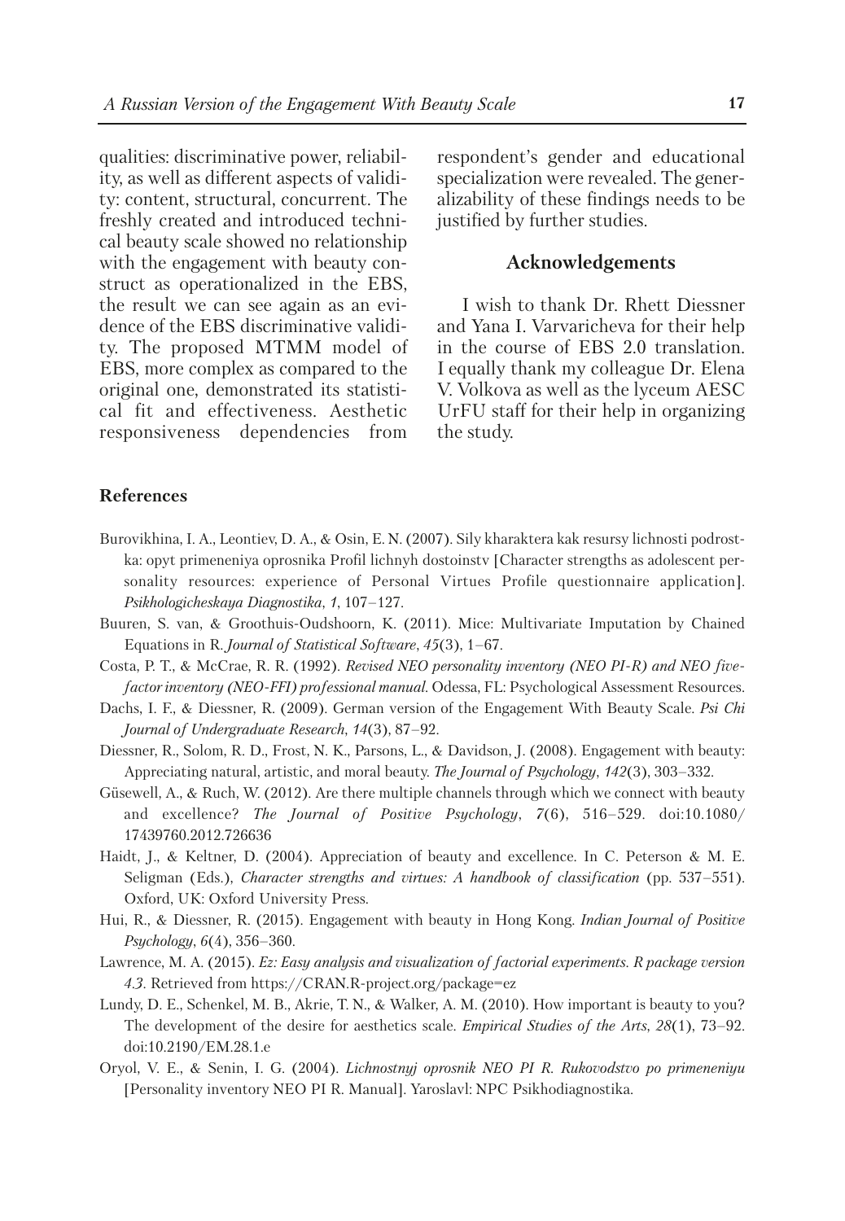qualities: discriminative power, reliability, as well as different aspects of validity: content, structural, concurrent. The freshly created and introduced technical beauty scale showed no relationship with the engagement with beauty construct as operationalized in the EBS, the result we can see again as an evidence of the EBS discriminative validity. The proposed MTMM model of EBS, more complex as compared to the original one, demonstrated its statistical fit and effectiveness. Aesthetic responsiveness dependencies from respondent's gender and educational specialization were revealed. The generalizability of these findings needs to be justified by further studies.

## Acknowledgements

I wish to thank Dr. Rhett Diessner and Yana I. Varvaricheva for their help in the course of EBS 2.0 translation. I equally thank my colleague Dr. Elena V. Volkova as well as the lyceum AESC UrFU staff for their help in organizing the study.

## References

Burovikhina, I. A., Leontiev, D. A., & Osin, E. N. (2007). Sily kharaktera kak resursy lichnosti podrostka: opyt primeneniya oprosnika Profil lichnyh dostoinstv [Character strengths as adolescent personality resources: experience of Personal Virtues Profile questionnaire application]. *Psikhologicheskaya Diagnostika*, *1*, 107–127.

Buuren, S. van, & Groothuis-Oudshoorn, K. (2011). Mice: Multivariate Imputation by Chained Equations in R. *Journal of Statistical Software*, *45*(3), 1–67.

Costa, P. T., & McCrae, R. R. (1992). *Revised NEO personality inventory (NEO PI-R) and NEO five-factor inventory (NEO-FFI) professional manual.* Odessa, FL: Psychological Assessment Resources.

Dachs, I. F., & Diessner, R. (2009). German version of the Engagement With Beauty Scale. *Psi Chi Journal of Undergraduate Research*, *14*(3), 87–92.

Diessner, R., Solom, R. D., Frost, N. K., Parsons, L., & Davidson, J. (2008). Engagement with beauty: Appreciating natural, artistic, and moral beauty. *The Journal of Psychology*, *142*(3), 303–332.

Güsewell, A., & Ruch, W. (2012). Are there multiple channels through which we connect with beauty and excellence? *The Journal of Positive Psychology*, *7*(6), 516–529. doi:10.1080/17439760.2012.726636

Haidt, J., & Keltner, D. (2004). Appreciation of beauty and excellence. In C. Peterson & M. E. Seligman (Eds.), *Character strengths and virtues: A handbook of classification* (pp. 537–551). Oxford, UK: Oxford University Press.

Hui, R., & Diessner, R. (2015). Engagement with beauty in Hong Kong. *Indian Journal of Positive Psychology*, *6*(4), 356–360.

Lawrence, M. A. (2015). *Ez: Easy analysis and visualization of factorial experiments. R package version 4.3*. Retrieved from https://CRAN.R-project.org/package=ez

Lundy, D. E., Schenkel, M. B., Akrie, T. N., & Walker, A. M. (2010). How important is beauty to you? The development of the desire for aesthetics scale. *Empirical Studies of the Arts*, *28*(1), 73–92. doi:10.2190/EM.28.1.e

Oryol, V. E., & Senin, I. G. (2004). *Lichnostnyj oprosnik NEO PI R. Rukovodstvo po primeneniyu* [Personality inventory NEO PI R. Manual]. Yaroslavl: NPC Psikhodiagnostika.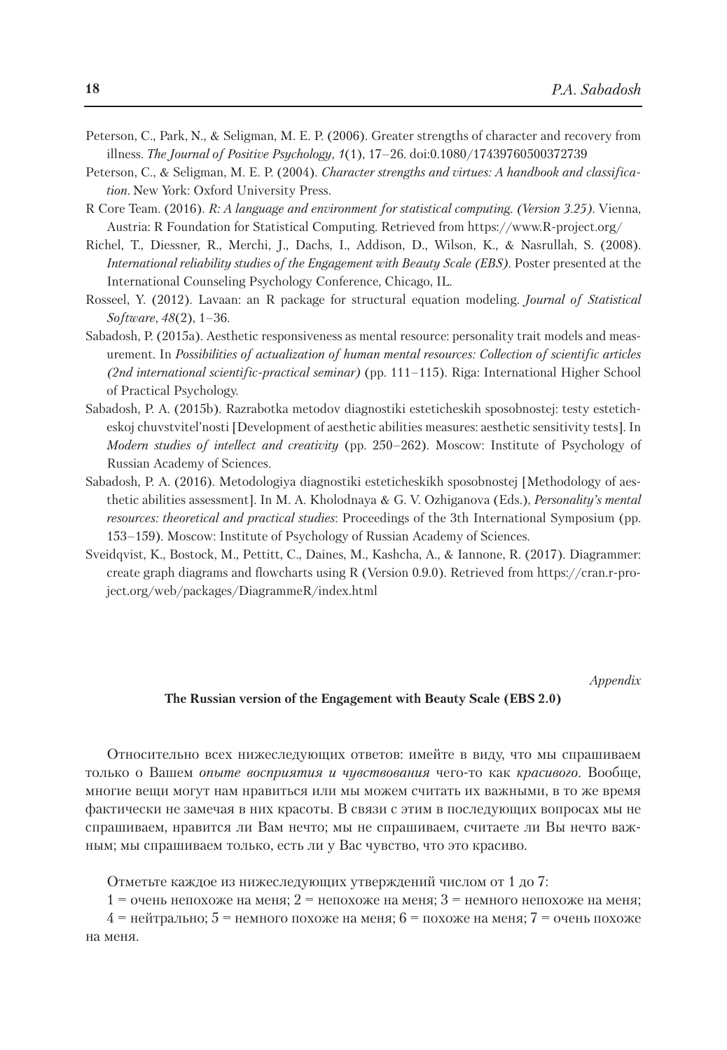Peterson, C., Park, N., & Seligman, M. E. P. (2006). Greater strengths of character and recovery from illness. *The Journal of Positive Psychology*, *1*(1), 17–26. doi:0.1080/17439760500372739

Peterson, C., & Seligman, M. E. P. (2004). *Character strengths and virtues: A handbook and classification*. New York: Oxford University Press.

R Core Team. (2016). *R: A language and environment for statistical computing. (Version 3.25)*. Vienna, Austria: R Foundation for Statistical Computing. Retrieved from https://www.R-project.org/

Richel, T., Diessner, R., Merchi, J., Dachs, I., Addison, D., Wilson, K., & Nasrullah, S. (2008). *International reliability studies of the Engagement with Beauty Scale (EBS)*. Poster presented at the International Counseling Psychology Conference, Chicago, IL.

Rosseel, Y. (2012). Lavaan: an R package for structural equation modeling. *Journal of Statistical Software*, *48*(2), 1–36.

Sabadosh, P. (2015a). Aesthetic responsiveness as mental resource: personality trait models and measurement. In *Possibilities of actualization of human mental resources: Collection of scientific articles (2nd international scientific-practical seminar)* (pp. 111–115). Riga: International Higher School of Practical Psychology.

Sabadosh, P. A. (2015b). Razrabotka metodov diagnostiki esteticheskih sposobnostej: testy esteticheskoj chuvstvitel'nosti [Development of aesthetic abilities measures: aesthetic sensitivity tests]. In *Modern studies of intellect and creativity* (pp. 250–262). Moscow: Institute of Psychology of Russian Academy of Sciences.

Sabadosh, P. A. (2016). Metodologiya diagnostiki esteticheskikh sposobnostej [Methodology of aesthetic abilities assessment]. In M. A. Kholodnaya & G. V. Ozhiganova (Eds.), *Personality's mental resources: theoretical and practical studies*: Proceedings of the 3th International Symposium (pp. 153–159). Moscow: Institute of Psychology of Russian Academy of Sciences.

Sveidqvist, K., Bostock, M., Pettitt, C., Daines, M., Kashcha, A., & Iannone, R. (2017). Diagrammer: create graph diagrams and flowcharts using R (Version 0.9.0). Retrieved from https://cran.r-project.org/web/packages/DiagrammeR/index.html

*Appendix*

## The Russian version of the Engagement with Beauty Scale (EBS 2.0)

Относительно всех нижеследующих ответов: имейте в виду, что мы спрашиваем только о Вашем *опыте восприятия и чувствования* чего-то как *красивого*. Вообще, многие вещи могут нам нравиться или мы можем считать их важными, в то же время фактически не замечая в них красоты. В связи с этим в последующих вопросах мы не спрашиваем, нравится ли Вам нечто; мы не спрашиваем, считаете ли Вы нечто важным; мы спрашиваем только, есть ли у Вас чувство, что это красиво.

Отметьте каждое из нижеследующих утверждений числом от 1 до 7:

1 = очень непохоже на меня; 2 = непохоже на меня; 3 = немного непохоже на меня;

4 = нейтрально; 5 = немного похоже на меня; 6 = похоже на меня; 7 = очень похоже на меня.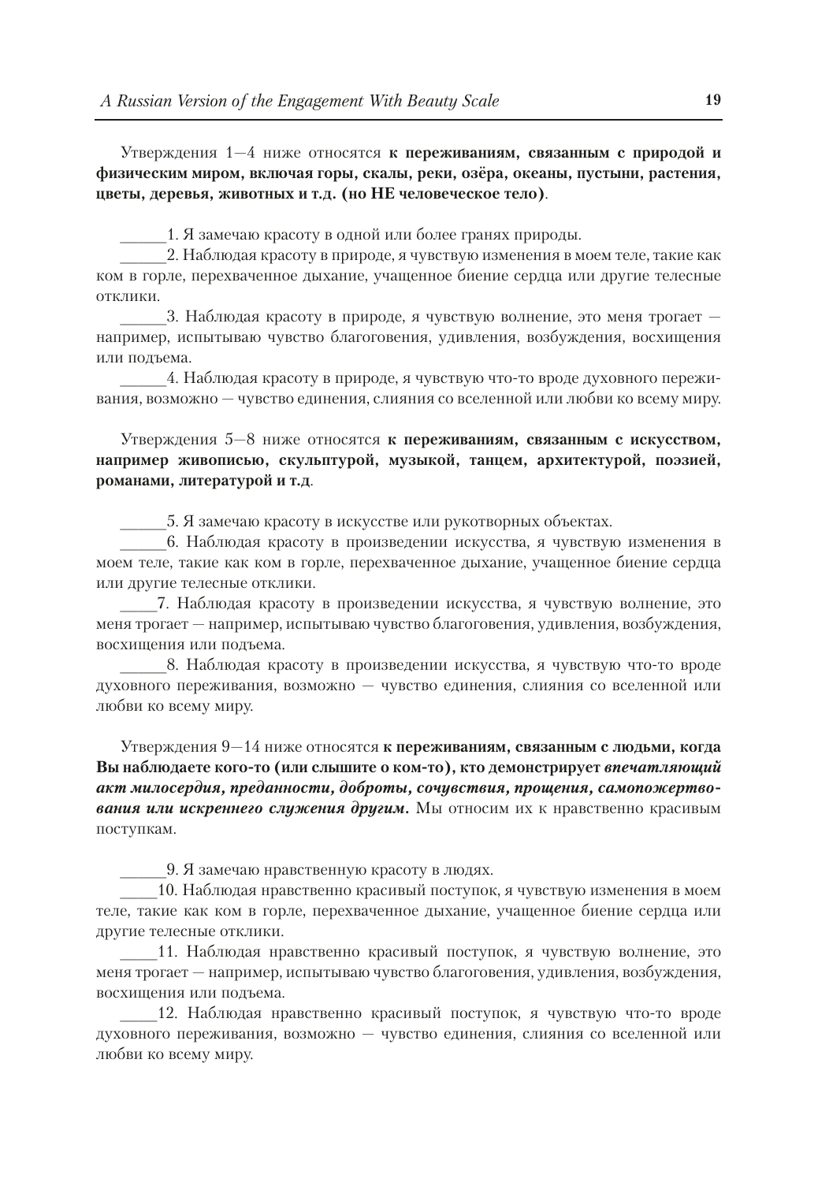Утверждения 1—4 ниже относятся **к переживаниям, связанным с природой и физическим миром, включая горы, скалы, реки, озёра, океаны, пустыни, растения, цветы, деревья, животных и т.д. (но НЕ человеческое тело)**.

______1. Я замечаю красоту в одной или более гранях природы.

______2. Наблюдая красоту в природе, я чувствую изменения в моем теле, такие как ком в горле, перехваченное дыхание, учащенное биение сердца или другие телесные отклики.

______3. Наблюдая красоту в природе, я чувствую волнение, это меня трогает — например, испытываю чувство благоговения, удивления, возбуждения, восхищения или подъема.

______4. Наблюдая красоту в природе, я чувствую что-то вроде духовного переживания, возможно — чувство единения, слияния со вселенной или любви ко всему миру.

Утверждения 5—8 ниже относятся **к переживаниям, связанным с искусством, например живописью, скульптурой, музыкой, танцем, архитектурой, поэзией, романами, литературой и т.д**.

______5. Я замечаю красоту в искусстве или рукотворных объектах.

______6. Наблюдая красоту в произведении искусства, я чувствую изменения в моем теле, такие как ком в горле, перехваченное дыхание, учащенное биение сердца или другие телесные отклики.

_____7. Наблюдая красоту в произведении искусства, я чувствую волнение, это меня трогает — например, испытываю чувство благоговения, удивления, возбуждения, восхищения или подъема.

______8. Наблюдая красоту в произведении искусства, я чувствую что-то вроде духовного переживания, возможно — чувство единения, слияния со вселенной или любви ко всему миру.

Утверждения 9—14 ниже относятся **к переживаниям, связанным с людьми, когда Вы наблюдаете кого-то (или слышите о ком-то), кто демонстрирует *впечатляющий акт милосердия, преданности, доброты, сочувствия, прощения, самопожертвования или искреннего служения другим*.** Мы относим их к нравственно красивым поступкам.

______9. Я замечаю нравственную красоту в людях.

_____10. Наблюдая нравственно красивый поступок, я чувствую изменения в моем теле, такие как ком в горле, перехваченное дыхание, учащенное биение сердца или другие телесные отклики.

_____11. Наблюдая нравственно красивый поступок, я чувствую волнение, это меня трогает — например, испытываю чувство благоговения, удивления, возбуждения, восхищения или подъема.

_____12. Наблюдая нравственно красивый поступок, я чувствую что-то вроде духовного переживания, возможно — чувство единения, слияния со вселенной или любви ко всему миру.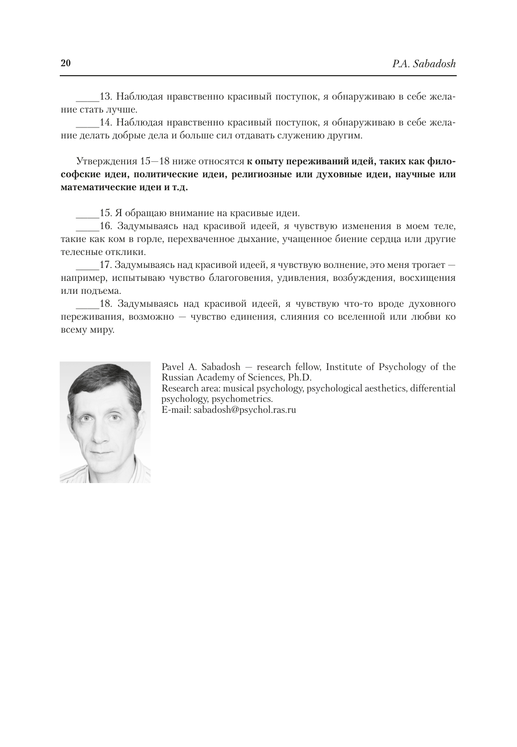_____13. Наблюдая нравственно красивый поступок, я обнаруживаю в себе желание стать лучше.

_____14. Наблюдая нравственно красивый поступок, я обнаруживаю в себе желание делать добрые дела и больше сил отдавать служению другим.

Утверждения 15—18 ниже относятся **к опыту переживаний идей, таких как философские идеи, политические идеи, религиозные или духовные идеи, научные или математические идеи и т.д.**

_____15. Я обращаю внимание на красивые идеи.

_____16. Задумываясь над красивой идеей, я чувствую изменения в моем теле, такие как ком в горле, перехваченное дыхание, учащенное биение сердца или другие телесные отклики.

_____17. Задумываясь над красивой идеей, я чувствую волнение, это меня трогает — например, испытываю чувство благоговения, удивления, возбуждения, восхищения или подъема.

_____18. Задумываясь над красивой идеей, я чувствую что-то вроде духовного переживания, возможно — чувство единения, слияния со вселенной или любви ко всему миру.

Pavel A. Sabadosh — research fellow, Institute of Psychology of the Russian Academy of Sciences, Ph.D.
Research area: musical psychology, psychological aesthetics, differential psychology, psychometrics.
E-mail: sabadosh@psychol.ras.ru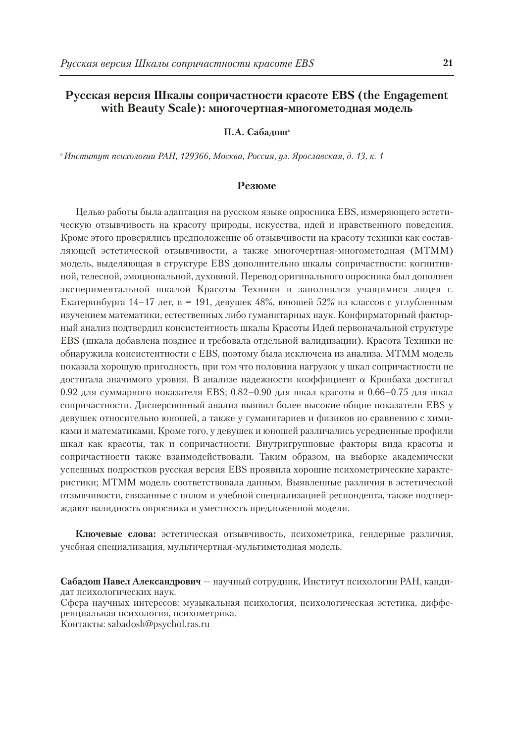# Русская версия Шкалы сопричастности красоте EBS (the Engagement with Beauty Scale): многочертная-многометодная модель

**П.А. Сабадош**[a]

[a] *Институт психологии РАН, 129366, Москва, Россия, ул. Ярославская, д. 13, к. 1*

## Резюме

Целью работы была адаптация на русском языке опросника EBS, измеряющего эстетическую отзывчивость на красоту природы, искусства, идей и нравственного поведения. Кроме этого проверялись предположение об отзывчивости на красоту техники как составляющей эстетической отзывчивости, а также многочертная-многометодная (MTMM) модель, выделяющая в структуре EBS дополнительно шкалы сопричастности: когнитивной, телесной, эмоциональной, духовной. Перевод оригинального опросника был дополнен экспериментальной шкалой Красоты Техники и заполнялся учащимися лицея г. Екатеринбурга 14–17 лет, n = 191, девушек 48%, юношей 52% из классов с углубленным изучением математики, естественных либо гуманитарных наук. Конфирматорный факторный анализ подтвердил консистентность шкалы Красоты Идей первоначальной структуре EBS (шкала добавлена позднее и требовала отдельной валидизации). Красота Техники не обнаружила консистентности с EBS, поэтому была исключена из анализа. MTMM модель показала хорошую пригодность, при том что половина нагрузок у шкал сопричастности не достигала значимого уровня. В анализе надежности коэффициент α Кронбаха достигал 0.92 для суммарного показателя EBS; 0.82–0.90 для шкал красоты и 0.66–0.75 для шкал сопричастности. Дисперсионный анализ выявил более высокие общие показатели EBS у девушек относительно юношей, а также у гуманитариев и физиков по сравнению с химиками и математиками. Кроме того, у девушек и юношей различались усредненные профили шкал как красоты, так и сопричастности. Внутригрупповые факторы вида красоты и сопричастности также взаимодействовали. Таким образом, на выборке академически успешных подростков русская версия EBS проявила хорошие психометрические характеристики; MTMM модель соответствовала данным. Выявленные различия в эстетической отзывчивости, связанные с полом и учебной специализацией респондента, также подтверждают валидность опросника и уместность предложенной модели.

**Ключевые слова:** эстетическая отзывчивость, психометрика, гендерные различия, учебная специализация, мультичертная-мультиметодная модель.

**Сабадош Павел Александрович** — научный сотрудник, Институт психологии РАН, кандидат психологических наук.
Сфера научных интересов: музыкальная психология, психологическая эстетика, дифференциальная психология, психометрика.
Контакты: sabadosh@psychol.ras.ru